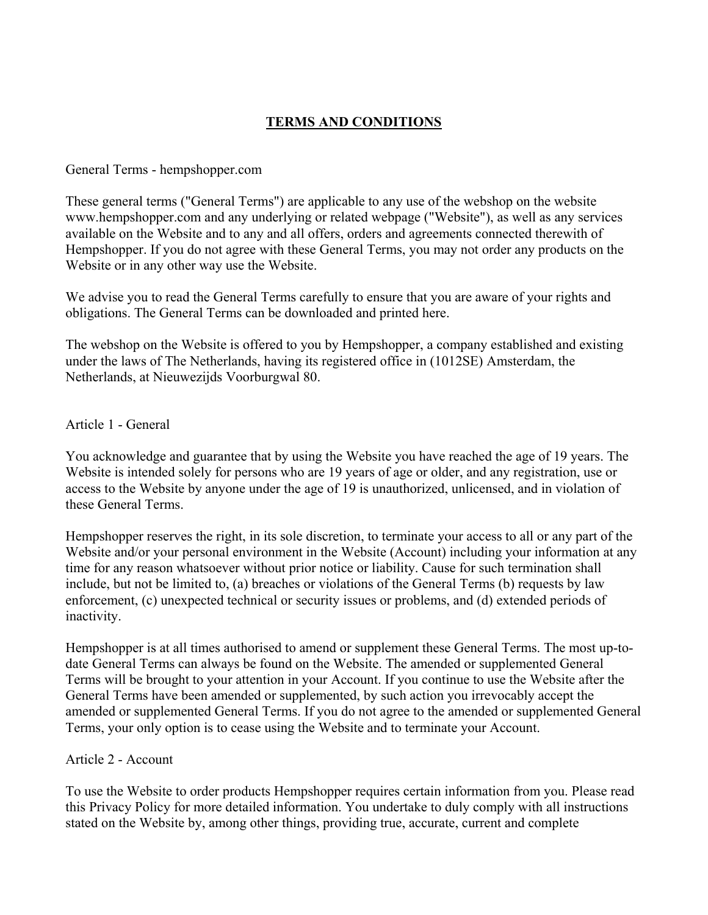# TERMS AND CONDITIONS

General Terms - hempshopper.com

These general terms ("General Terms") are applicable to any use of the webshop on the website www.hempshopper.com and any underlying or related webpage ("Website"), as well as any services available on the Website and to any and all offers, orders and agreements connected therewith of Hempshopper. If you do not agree with these General Terms, you may not order any products on the Website or in any other way use the Website.

We advise you to read the General Terms carefully to ensure that you are aware of your rights and obligations. The General Terms can be downloaded and printed here.

The webshop on the Website is offered to you by Hempshopper, a company established and existing under the laws of The Netherlands, having its registered office in (1012SE) Amsterdam, the Netherlands, at Nieuwezijds Voorburgwal 80.

## Article 1 - General

You acknowledge and guarantee that by using the Website you have reached the age of 19 years. The Website is intended solely for persons who are 19 years of age or older, and any registration, use or access to the Website by anyone under the age of 19 is unauthorized, unlicensed, and in violation of these General Terms.

Hempshopper reserves the right, in its sole discretion, to terminate your access to all or any part of the Website and/or your personal environment in the Website (Account) including your information at any time for any reason whatsoever without prior notice or liability. Cause for such termination shall include, but not be limited to, (a) breaches or violations of the General Terms (b) requests by law enforcement, (c) unexpected technical or security issues or problems, and (d) extended periods of inactivity.

Hempshopper is at all times authorised to amend or supplement these General Terms. The most up-to-date General Terms can always be found on the Website. The amended or supplemented General Terms will be brought to your attention in your Account. If you continue to use the Website after the General Terms have been amended or supplemented, by such action you irrevocably accept the amended or supplemented General Terms. If you do not agree to the amended or supplemented General Terms, your only option is to cease using the Website and to terminate your Account.

## Article 2 - Account

To use the Website to order products Hempshopper requires certain information from you. Please read this Privacy Policy for more detailed information. You undertake to duly comply with all instructions stated on the Website by, among other things, providing true, accurate, current and complete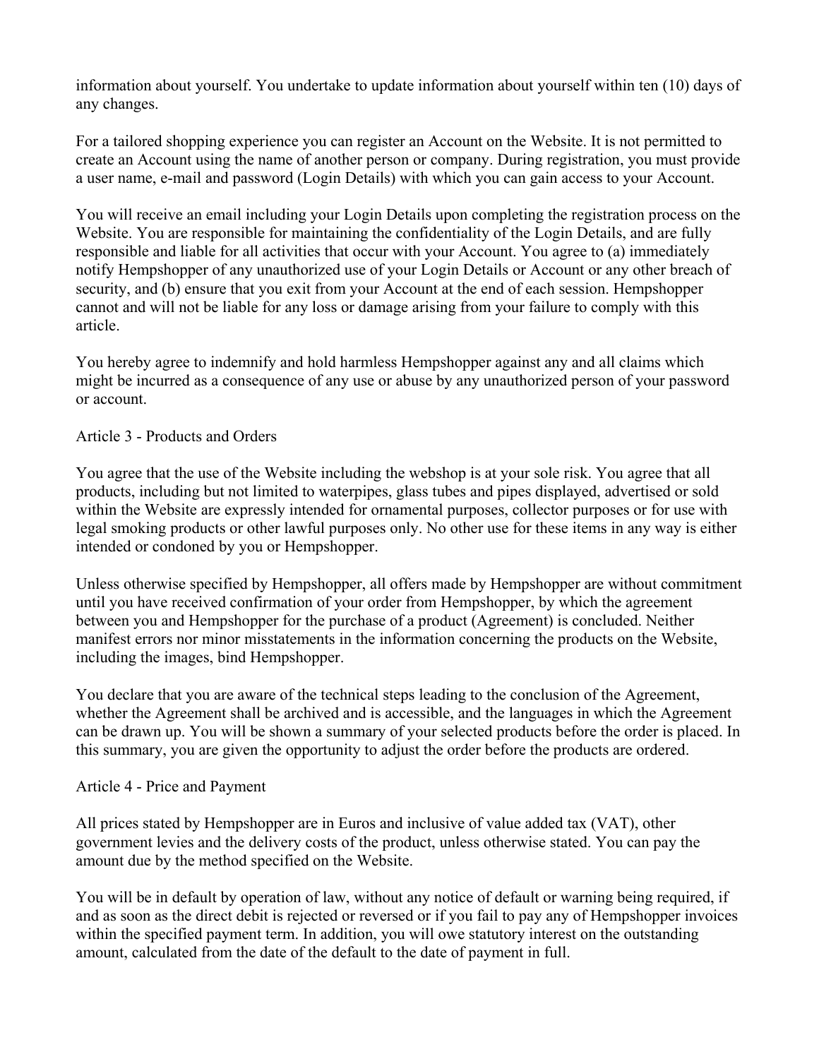information about yourself. You undertake to update information about yourself within ten (10) days of any changes.

For a tailored shopping experience you can register an Account on the Website. It is not permitted to create an Account using the name of another person or company. During registration, you must provide a user name, e-mail and password (Login Details) with which you can gain access to your Account.

You will receive an email including your Login Details upon completing the registration process on the Website. You are responsible for maintaining the confidentiality of the Login Details, and are fully responsible and liable for all activities that occur with your Account. You agree to (a) immediately notify Hempshopper of any unauthorized use of your Login Details or Account or any other breach of security, and (b) ensure that you exit from your Account at the end of each session. Hempshopper cannot and will not be liable for any loss or damage arising from your failure to comply with this article.

You hereby agree to indemnify and hold harmless Hempshopper against any and all claims which might be incurred as a consequence of any use or abuse by any unauthorized person of your password or account.

## Article 3 - Products and Orders

You agree that the use of the Website including the webshop is at your sole risk. You agree that all products, including but not limited to waterpipes, glass tubes and pipes displayed, advertised or sold within the Website are expressly intended for ornamental purposes, collector purposes or for use with legal smoking products or other lawful purposes only. No other use for these items in any way is either intended or condoned by you or Hempshopper.

Unless otherwise specified by Hempshopper, all offers made by Hempshopper are without commitment until you have received confirmation of your order from Hempshopper, by which the agreement between you and Hempshopper for the purchase of a product (Agreement) is concluded. Neither manifest errors nor minor misstatements in the information concerning the products on the Website, including the images, bind Hempshopper.

You declare that you are aware of the technical steps leading to the conclusion of the Agreement, whether the Agreement shall be archived and is accessible, and the languages in which the Agreement can be drawn up. You will be shown a summary of your selected products before the order is placed. In this summary, you are given the opportunity to adjust the order before the products are ordered.

## Article 4 - Price and Payment

All prices stated by Hempshopper are in Euros and inclusive of value added tax (VAT), other government levies and the delivery costs of the product, unless otherwise stated. You can pay the amount due by the method specified on the Website.

You will be in default by operation of law, without any notice of default or warning being required, if and as soon as the direct debit is rejected or reversed or if you fail to pay any of Hempshopper invoices within the specified payment term. In addition, you will owe statutory interest on the outstanding amount, calculated from the date of the default to the date of payment in full.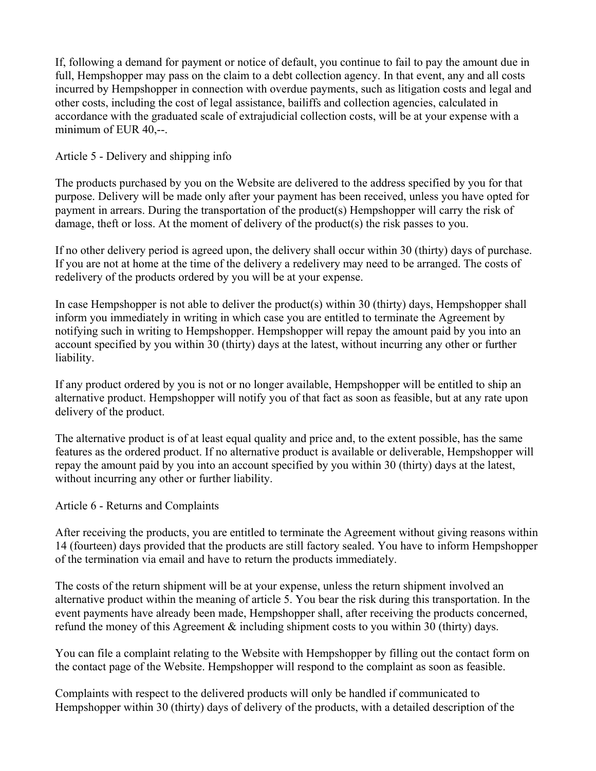If, following a demand for payment or notice of default, you continue to fail to pay the amount due in full, Hempshopper may pass on the claim to a debt collection agency. In that event, any and all costs incurred by Hempshopper in connection with overdue payments, such as litigation costs and legal and other costs, including the cost of legal assistance, bailiffs and collection agencies, calculated in accordance with the graduated scale of extrajudicial collection costs, will be at your expense with a minimum of EUR 40,--.

## Article 5 - Delivery and shipping info

The products purchased by you on the Website are delivered to the address specified by you for that purpose. Delivery will be made only after your payment has been received, unless you have opted for payment in arrears. During the transportation of the product(s) Hempshopper will carry the risk of damage, theft or loss. At the moment of delivery of the product(s) the risk passes to you.

If no other delivery period is agreed upon, the delivery shall occur within 30 (thirty) days of purchase. If you are not at home at the time of the delivery a redelivery may need to be arranged. The costs of redelivery of the products ordered by you will be at your expense.

In case Hempshopper is not able to deliver the product(s) within 30 (thirty) days, Hempshopper shall inform you immediately in writing in which case you are entitled to terminate the Agreement by notifying such in writing to Hempshopper. Hempshopper will repay the amount paid by you into an account specified by you within 30 (thirty) days at the latest, without incurring any other or further liability.

If any product ordered by you is not or no longer available, Hempshopper will be entitled to ship an alternative product. Hempshopper will notify you of that fact as soon as feasible, but at any rate upon delivery of the product.

The alternative product is of at least equal quality and price and, to the extent possible, has the same features as the ordered product. If no alternative product is available or deliverable, Hempshopper will repay the amount paid by you into an account specified by you within 30 (thirty) days at the latest, without incurring any other or further liability.

## Article 6 - Returns and Complaints

After receiving the products, you are entitled to terminate the Agreement without giving reasons within 14 (fourteen) days provided that the products are still factory sealed. You have to inform Hempshopper of the termination via email and have to return the products immediately.

The costs of the return shipment will be at your expense, unless the return shipment involved an alternative product within the meaning of article 5. You bear the risk during this transportation. In the event payments have already been made, Hempshopper shall, after receiving the products concerned, refund the money of this Agreement & including shipment costs to you within 30 (thirty) days.

You can file a complaint relating to the Website with Hempshopper by filling out the contact form on the contact page of the Website. Hempshopper will respond to the complaint as soon as feasible.

Complaints with respect to the delivered products will only be handled if communicated to Hempshopper within 30 (thirty) days of delivery of the products, with a detailed description of the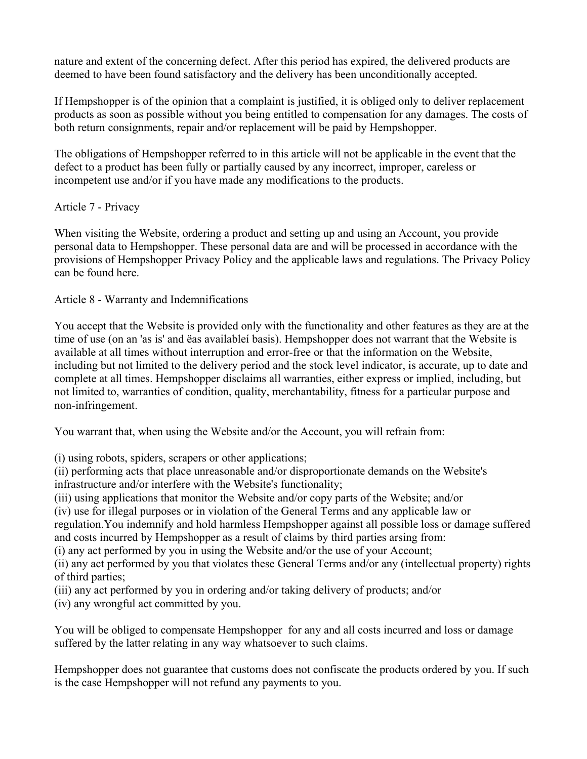nature and extent of the concerning defect. After this period has expired, the delivered products are deemed to have been found satisfactory and the delivery has been unconditionally accepted.

If Hempshopper is of the opinion that a complaint is justified, it is obliged only to deliver replacement products as soon as possible without you being entitled to compensation for any damages. The costs of both return consignments, repair and/or replacement will be paid by Hempshopper.

The obligations of Hempshopper referred to in this article will not be applicable in the event that the defect to a product has been fully or partially caused by any incorrect, improper, careless or incompetent use and/or if you have made any modifications to the products.

## Article 7 - Privacy

When visiting the Website, ordering a product and setting up and using an Account, you provide personal data to Hempshopper. These personal data are and will be processed in accordance with the provisions of Hempshopper Privacy Policy and the applicable laws and regulations. The Privacy Policy can be found here.

## Article 8 - Warranty and Indemnifications

You accept that the Website is provided only with the functionality and other features as they are at the time of use (on an 'as is' and ëas availableí basis). Hempshopper does not warrant that the Website is available at all times without interruption and error-free or that the information on the Website, including but not limited to the delivery period and the stock level indicator, is accurate, up to date and complete at all times. Hempshopper disclaims all warranties, either express or implied, including, but not limited to, warranties of condition, quality, merchantability, fitness for a particular purpose and non-infringement.

You warrant that, when using the Website and/or the Account, you will refrain from:

(i) using robots, spiders, scrapers or other applications;
(ii) performing acts that place unreasonable and/or disproportionate demands on the Website's infrastructure and/or interfere with the Website's functionality;
(iii) using applications that monitor the Website and/or copy parts of the Website; and/or
(iv) use for illegal purposes or in violation of the General Terms and any applicable law or regulation.You indemnify and hold harmless Hempshopper against all possible loss or damage suffered and costs incurred by Hempshopper as a result of claims by third parties arsing from:
(i) any act performed by you in using the Website and/or the use of your Account;
(ii) any act performed by you that violates these General Terms and/or any (intellectual property) rights of third parties;
(iii) any act performed by you in ordering and/or taking delivery of products; and/or
(iv) any wrongful act committed by you.

You will be obliged to compensate Hempshopper for any and all costs incurred and loss or damage suffered by the latter relating in any way whatsoever to such claims.

Hempshopper does not guarantee that customs does not confiscate the products ordered by you. If such is the case Hempshopper will not refund any payments to you.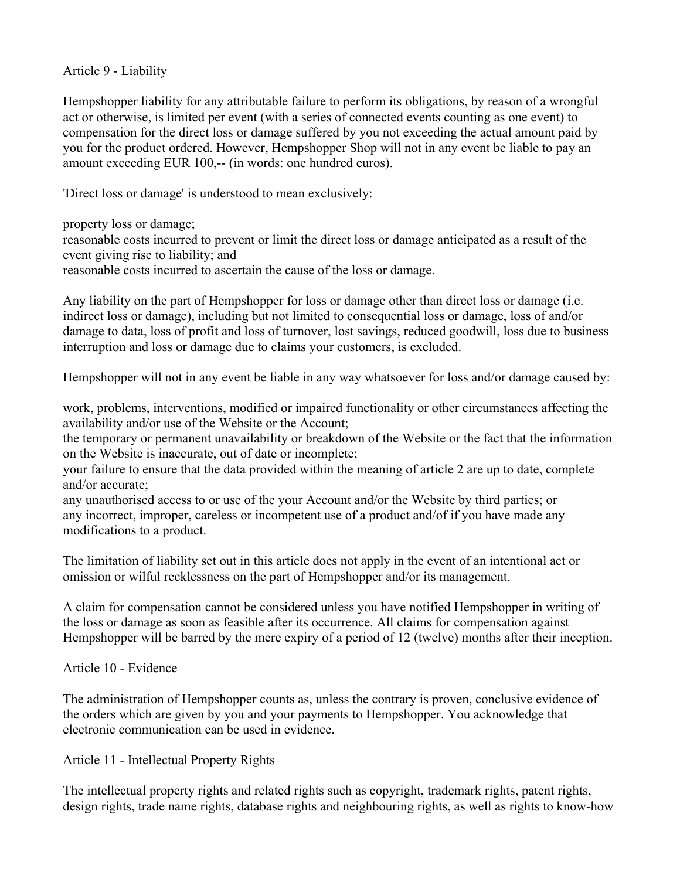## Article 9 - Liability

Hempshopper liability for any attributable failure to perform its obligations, by reason of a wrongful act or otherwise, is limited per event (with a series of connected events counting as one event) to compensation for the direct loss or damage suffered by you not exceeding the actual amount paid by you for the product ordered. However, Hempshopper Shop will not in any event be liable to pay an amount exceeding EUR 100,-- (in words: one hundred euros).

'Direct loss or damage' is understood to mean exclusively:

- property loss or damage;
- reasonable costs incurred to prevent or limit the direct loss or damage anticipated as a result of the event giving rise to liability; and
- reasonable costs incurred to ascertain the cause of the loss or damage.

Any liability on the part of Hempshopper for loss or damage other than direct loss or damage (i.e. indirect loss or damage), including but not limited to consequential loss or damage, loss of and/or damage to data, loss of profit and loss of turnover, lost savings, reduced goodwill, loss due to business interruption and loss or damage due to claims your customers, is excluded.

Hempshopper will not in any event be liable in any way whatsoever for loss and/or damage caused by:

- work, problems, interventions, modified or impaired functionality or other circumstances affecting the availability and/or use of the Website or the Account;
- the temporary or permanent unavailability or breakdown of the Website or the fact that the information on the Website is inaccurate, out of date or incomplete;
- your failure to ensure that the data provided within the meaning of article 2 are up to date, complete and/or accurate;
- any unauthorised access to or use of the your Account and/or the Website by third parties; or
- any incorrect, improper, careless or incompetent use of a product and/of if you have made any modifications to a product.

The limitation of liability set out in this article does not apply in the event of an intentional act or omission or wilful recklessness on the part of Hempshopper and/or its management.

A claim for compensation cannot be considered unless you have notified Hempshopper in writing of the loss or damage as soon as feasible after its occurrence. All claims for compensation against Hempshopper will be barred by the mere expiry of a period of 12 (twelve) months after their inception.

## Article 10 - Evidence

The administration of Hempshopper counts as, unless the contrary is proven, conclusive evidence of the orders which are given by you and your payments to Hempshopper. You acknowledge that electronic communication can be used in evidence.

## Article 11 - Intellectual Property Rights

The intellectual property rights and related rights such as copyright, trademark rights, patent rights, design rights, trade name rights, database rights and neighbouring rights, as well as rights to know-how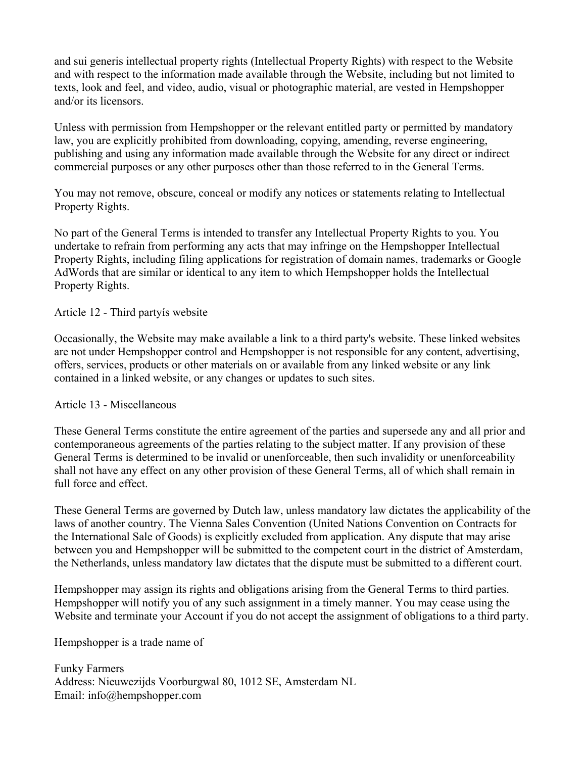and sui generis intellectual property rights (Intellectual Property Rights) with respect to the Website and with respect to the information made available through the Website, including but not limited to texts, look and feel, and video, audio, visual or photographic material, are vested in Hempshopper and/or its licensors.

Unless with permission from Hempshopper or the relevant entitled party or permitted by mandatory law, you are explicitly prohibited from downloading, copying, amending, reverse engineering, publishing and using any information made available through the Website for any direct or indirect commercial purposes or any other purposes other than those referred to in the General Terms.

You may not remove, obscure, conceal or modify any notices or statements relating to Intellectual Property Rights.

No part of the General Terms is intended to transfer any Intellectual Property Rights to you. You undertake to refrain from performing any acts that may infringe on the Hempshopper Intellectual Property Rights, including filing applications for registration of domain names, trademarks or Google AdWords that are similar or identical to any item to which Hempshopper holds the Intellectual Property Rights.

Article 12 - Third partyís website

Occasionally, the Website may make available a link to a third party's website. These linked websites are not under Hempshopper control and Hempshopper is not responsible for any content, advertising, offers, services, products or other materials on or available from any linked website or any link contained in a linked website, or any changes or updates to such sites.

Article 13 - Miscellaneous

These General Terms constitute the entire agreement of the parties and supersede any and all prior and contemporaneous agreements of the parties relating to the subject matter. If any provision of these General Terms is determined to be invalid or unenforceable, then such invalidity or unenforceability shall not have any effect on any other provision of these General Terms, all of which shall remain in full force and effect.

These General Terms are governed by Dutch law, unless mandatory law dictates the applicability of the laws of another country. The Vienna Sales Convention (United Nations Convention on Contracts for the International Sale of Goods) is explicitly excluded from application. Any dispute that may arise between you and Hempshopper will be submitted to the competent court in the district of Amsterdam, the Netherlands, unless mandatory law dictates that the dispute must be submitted to a different court.

Hempshopper may assign its rights and obligations arising from the General Terms to third parties. Hempshopper will notify you of any such assignment in a timely manner. You may cease using the Website and terminate your Account if you do not accept the assignment of obligations to a third party.

Hempshopper is a trade name of

Funky Farmers
Address: Nieuwezijds Voorburgwal 80, 1012 SE, Amsterdam NL
Email: info@hempshopper.com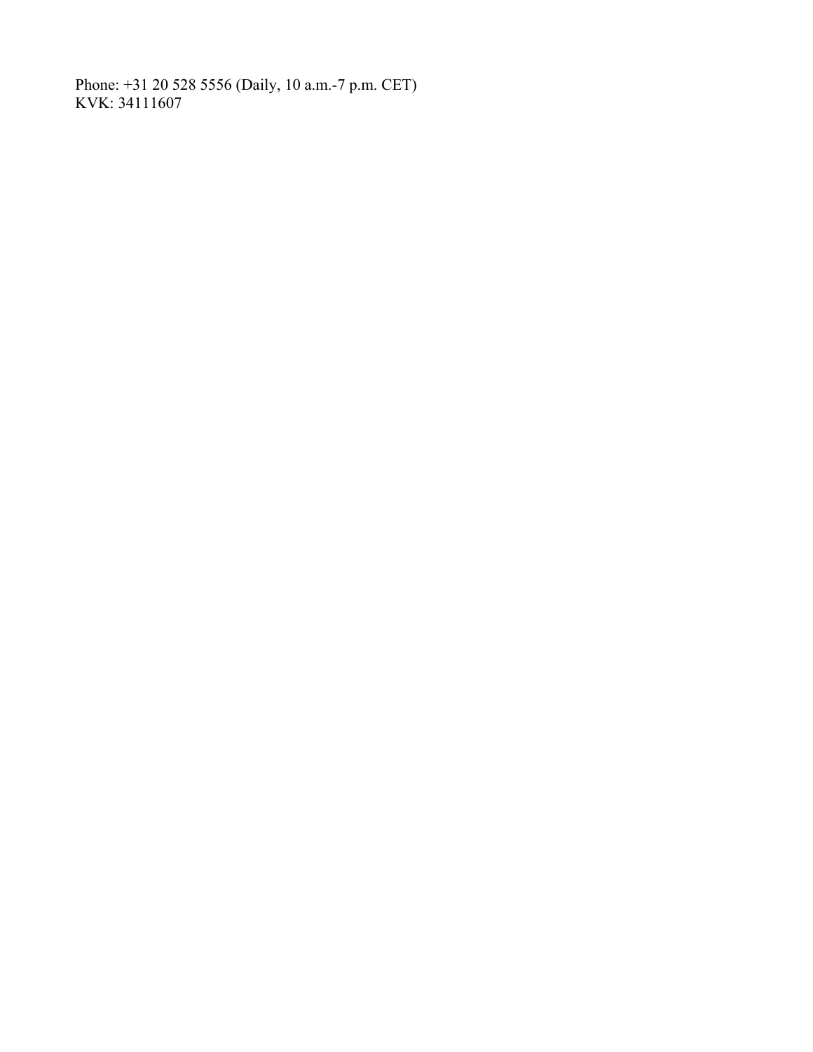Phone: +31 20 528 5556 (Daily, 10 a.m.-7 p.m. CET)
KVK: 34111607